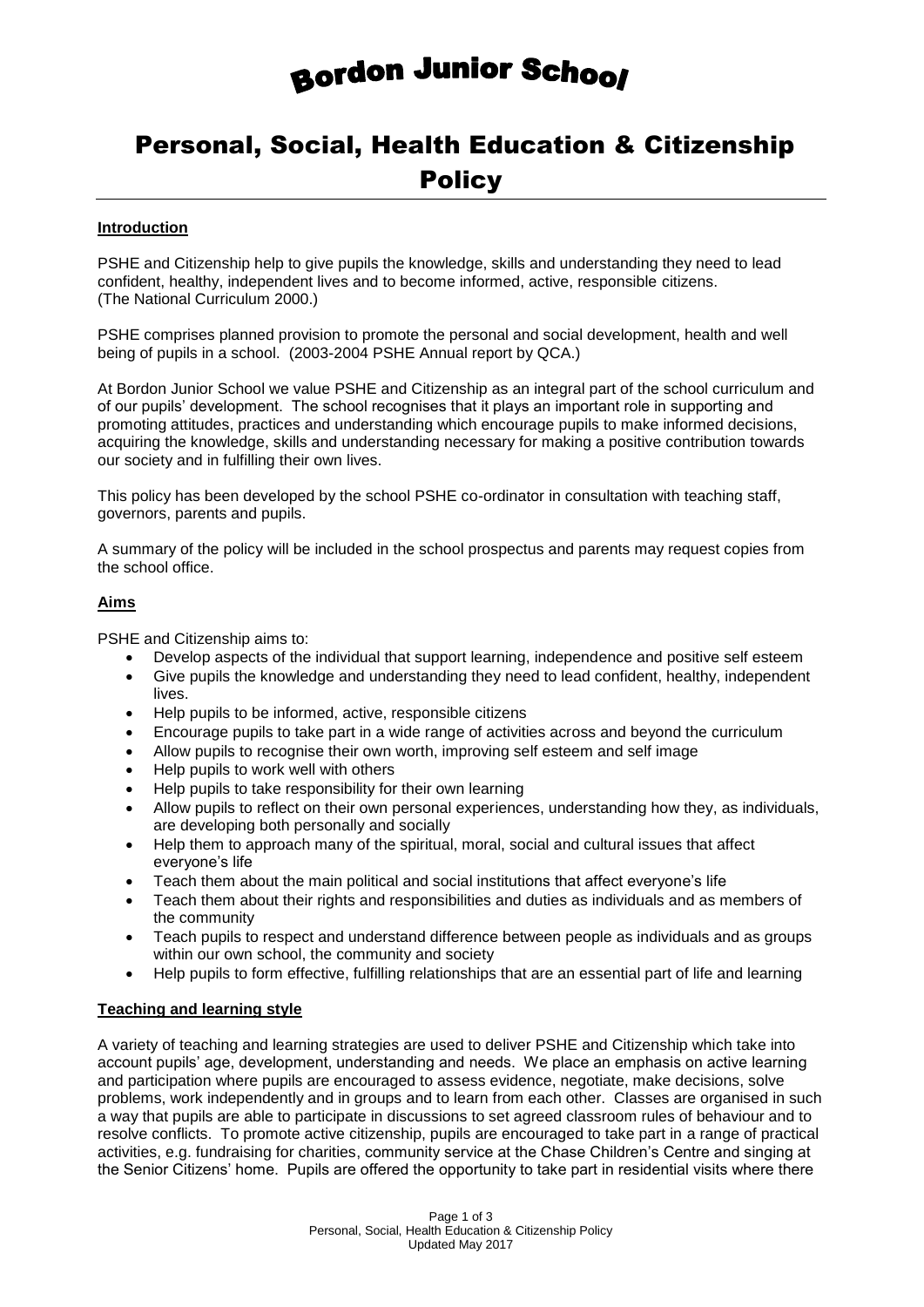# Bordon Junior School

# Personal, Social, Health Education & Citizenship Policy

**Introduction**

PSHE and Citizenship help to give pupils the knowledge, skills and understanding they need to lead confident, healthy, independent lives and to become informed, active, responsible citizens. (The National Curriculum 2000.)

PSHE comprises planned provision to promote the personal and social development, health and well being of pupils in a school. (2003-2004 PSHE Annual report by QCA.)

At Bordon Junior School we value PSHE and Citizenship as an integral part of the school curriculum and of our pupils' development. The school recognises that it plays an important role in supporting and promoting attitudes, practices and understanding which encourage pupils to make informed decisions, acquiring the knowledge, skills and understanding necessary for making a positive contribution towards our society and in fulfilling their own lives.

This policy has been developed by the school PSHE co-ordinator in consultation with teaching staff, governors, parents and pupils.

A summary of the policy will be included in the school prospectus and parents may request copies from the school office.

**Aims**

PSHE and Citizenship aims to:

- Develop aspects of the individual that support learning, independence and positive self esteem
- Give pupils the knowledge and understanding they need to lead confident, healthy, independent lives.
- Help pupils to be informed, active, responsible citizens
- Encourage pupils to take part in a wide range of activities across and beyond the curriculum
- Allow pupils to recognise their own worth, improving self esteem and self image
- Help pupils to work well with others
- Help pupils to take responsibility for their own learning
- Allow pupils to reflect on their own personal experiences, understanding how they, as individuals, are developing both personally and socially
- Help them to approach many of the spiritual, moral, social and cultural issues that affect everyone's life
- Teach them about the main political and social institutions that affect everyone's life
- Teach them about their rights and responsibilities and duties as individuals and as members of the community
- Teach pupils to respect and understand difference between people as individuals and as groups within our own school, the community and society
- Help pupils to form effective, fulfilling relationships that are an essential part of life and learning

**Teaching and learning style**

A variety of teaching and learning strategies are used to deliver PSHE and Citizenship which take into account pupils' age, development, understanding and needs. We place an emphasis on active learning and participation where pupils are encouraged to assess evidence, negotiate, make decisions, solve problems, work independently and in groups and to learn from each other. Classes are organised in such a way that pupils are able to participate in discussions to set agreed classroom rules of behaviour and to resolve conflicts. To promote active citizenship, pupils are encouraged to take part in a range of practical activities, e.g. fundraising for charities, community service at the Chase Children's Centre and singing at the Senior Citizens' home. Pupils are offered the opportunity to take part in residential visits where there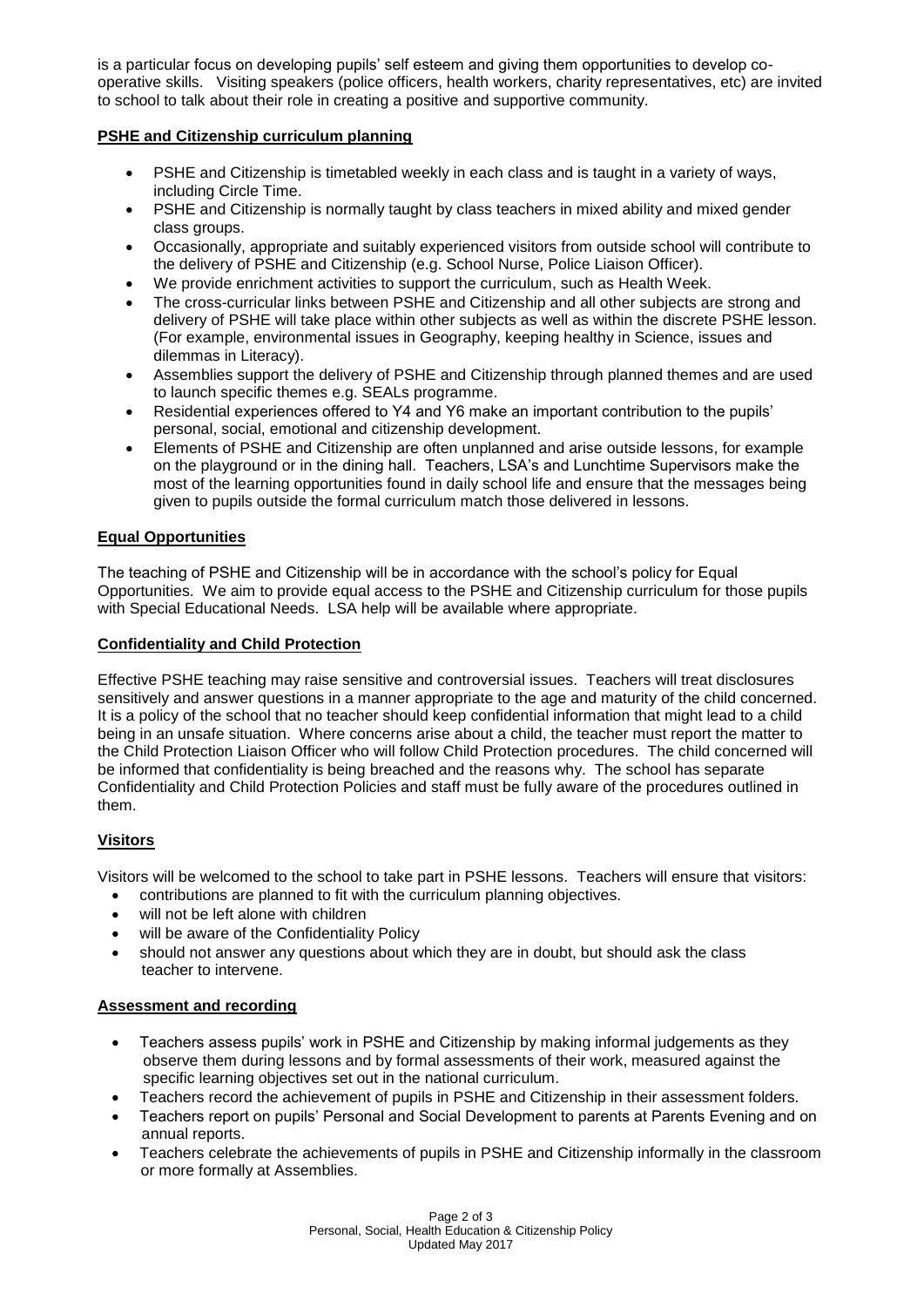is a particular focus on developing pupils' self esteem and giving them opportunities to develop co-operative skills. Visiting speakers (police officers, health workers, charity representatives, etc) are invited to school to talk about their role in creating a positive and supportive community.

## PSHE and Citizenship curriculum planning

- PSHE and Citizenship is timetabled weekly in each class and is taught in a variety of ways, including Circle Time.
- PSHE and Citizenship is normally taught by class teachers in mixed ability and mixed gender class groups.
- Occasionally, appropriate and suitably experienced visitors from outside school will contribute to the delivery of PSHE and Citizenship (e.g. School Nurse, Police Liaison Officer).
- We provide enrichment activities to support the curriculum, such as Health Week.
- The cross-curricular links between PSHE and Citizenship and all other subjects are strong and delivery of PSHE will take place within other subjects as well as within the discrete PSHE lesson. (For example, environmental issues in Geography, keeping healthy in Science, issues and dilemmas in Literacy).
- Assemblies support the delivery of PSHE and Citizenship through planned themes and are used to launch specific themes e.g. SEALs programme.
- Residential experiences offered to Y4 and Y6 make an important contribution to the pupils' personal, social, emotional and citizenship development.
- Elements of PSHE and Citizenship are often unplanned and arise outside lessons, for example on the playground or in the dining hall. Teachers, LSA's and Lunchtime Supervisors make the most of the learning opportunities found in daily school life and ensure that the messages being given to pupils outside the formal curriculum match those delivered in lessons.

## Equal Opportunities

The teaching of PSHE and Citizenship will be in accordance with the school's policy for Equal Opportunities. We aim to provide equal access to the PSHE and Citizenship curriculum for those pupils with Special Educational Needs. LSA help will be available where appropriate.

## Confidentiality and Child Protection

Effective PSHE teaching may raise sensitive and controversial issues. Teachers will treat disclosures sensitively and answer questions in a manner appropriate to the age and maturity of the child concerned. It is a policy of the school that no teacher should keep confidential information that might lead to a child being in an unsafe situation. Where concerns arise about a child, the teacher must report the matter to the Child Protection Liaison Officer who will follow Child Protection procedures. The child concerned will be informed that confidentiality is being breached and the reasons why. The school has separate Confidentiality and Child Protection Policies and staff must be fully aware of the procedures outlined in them.

## Visitors

Visitors will be welcomed to the school to take part in PSHE lessons. Teachers will ensure that visitors:

- contributions are planned to fit with the curriculum planning objectives.
- will not be left alone with children
- will be aware of the Confidentiality Policy
- should not answer any questions about which they are in doubt, but should ask the class teacher to intervene.

## Assessment and recording

- Teachers assess pupils' work in PSHE and Citizenship by making informal judgements as they observe them during lessons and by formal assessments of their work, measured against the specific learning objectives set out in the national curriculum.
- Teachers record the achievement of pupils in PSHE and Citizenship in their assessment folders.
- Teachers report on pupils' Personal and Social Development to parents at Parents Evening and on annual reports.
- Teachers celebrate the achievements of pupils in PSHE and Citizenship informally in the classroom or more formally at Assemblies.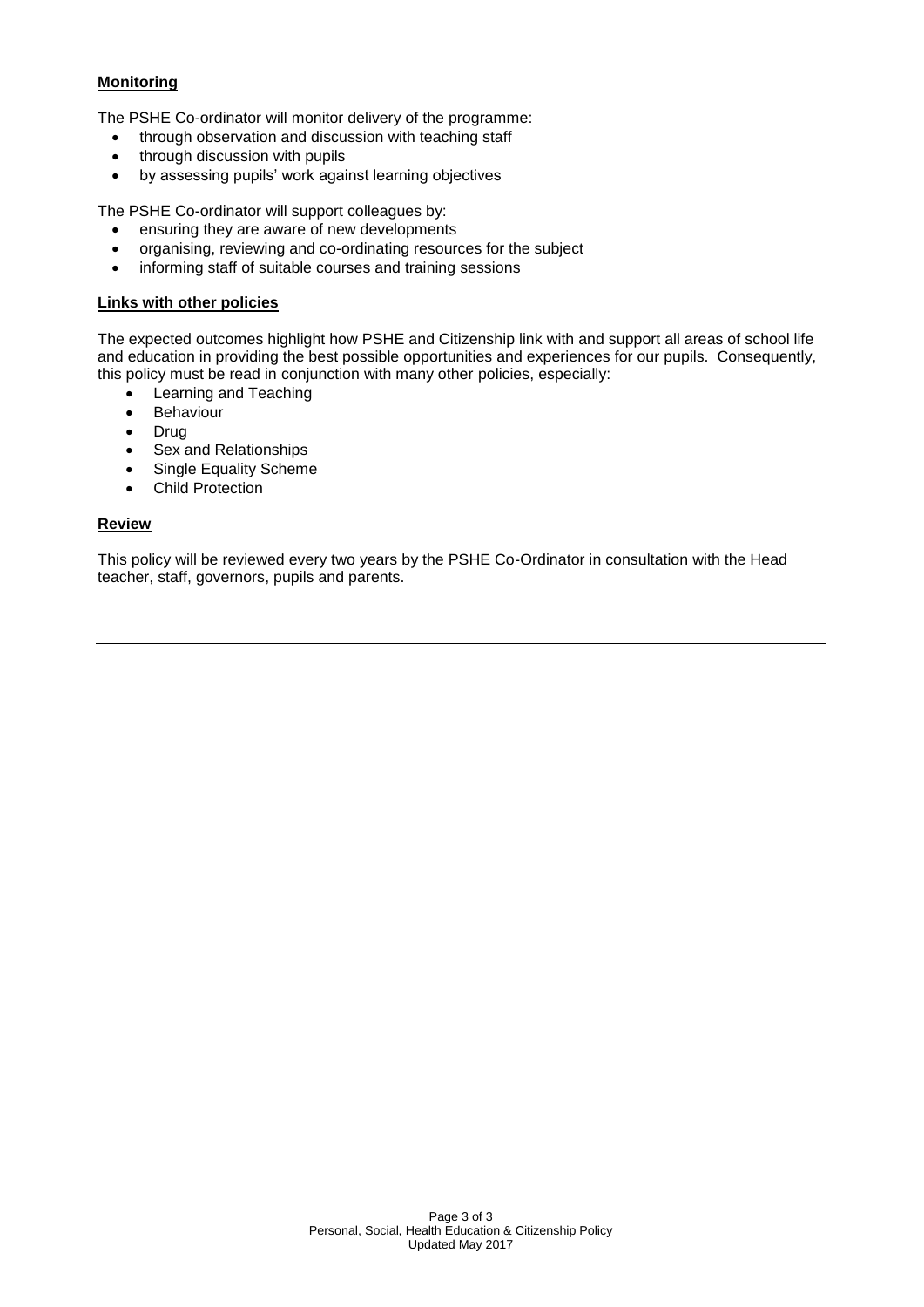## **Monitoring**

The PSHE Co-ordinator will monitor delivery of the programme:

- through observation and discussion with teaching staff
- through discussion with pupils
- by assessing pupils' work against learning objectives

The PSHE Co-ordinator will support colleagues by:

- ensuring they are aware of new developments
- organising, reviewing and co-ordinating resources for the subject
- informing staff of suitable courses and training sessions

## **Links with other policies**

The expected outcomes highlight how PSHE and Citizenship link with and support all areas of school life and education in providing the best possible opportunities and experiences for our pupils. Consequently, this policy must be read in conjunction with many other policies, especially:

- Learning and Teaching
- Behaviour
- Drug
- Sex and Relationships
- Single Equality Scheme
- Child Protection

## **Review**

This policy will be reviewed every two years by the PSHE Co-Ordinator in consultation with the Head teacher, staff, governors, pupils and parents.

---